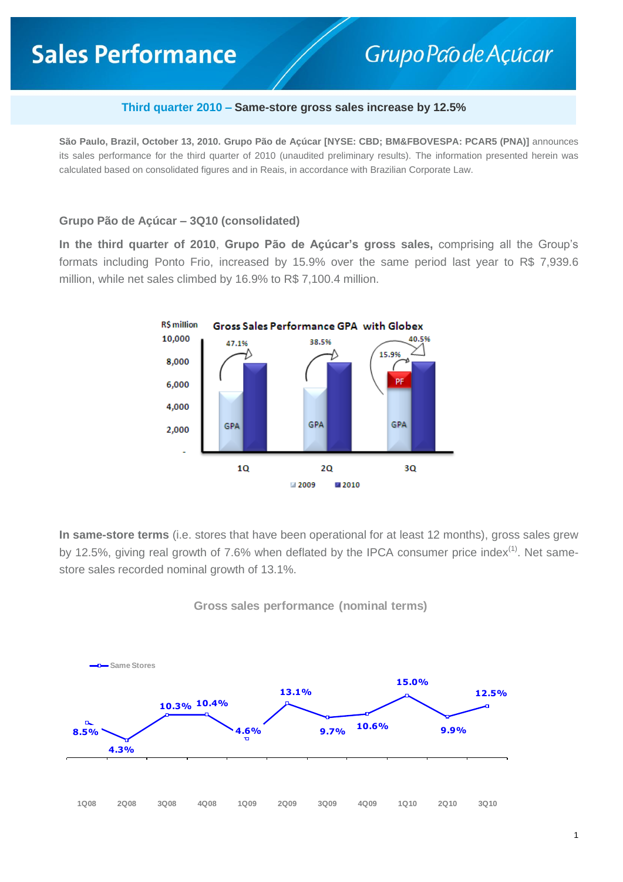# Sales Performance

Grupo Pão de Açúcar

**Third quarter 2010 – Same-store gross sales increase by 12.5%**

**São Paulo, Brazil, October 13, 2010. Grupo Pão de Açúcar [NYSE: CBD; BM&FBOVESPA: PCAR5 (PNA)]** announces its sales performance for the third quarter of 2010 (unaudited preliminary results). The information presented herein was calculated based on consolidated figures and in Reais, in accordance with Brazilian Corporate Law.

## Grupo Pão de Açúcar – 3Q10 (consolidated)

**In the third quarter of 2010**, **Grupo Pão de Açúcar's gross sales,** comprising all the Group's formats including Ponto Frio, increased by 15.9% over the same period last year to R$ 7,939.6 million, while net sales climbed by 16.9% to R$ 7,100.4 million.

**In same-store terms** (i.e. stores that have been operational for at least 12 months), gross sales grew by 12.5%, giving real growth of 7.6% when deflated by the IPCA consumer price index[1]. Net same-store sales recorded nominal growth of 13.1%.

Gross sales performance (nominal terms)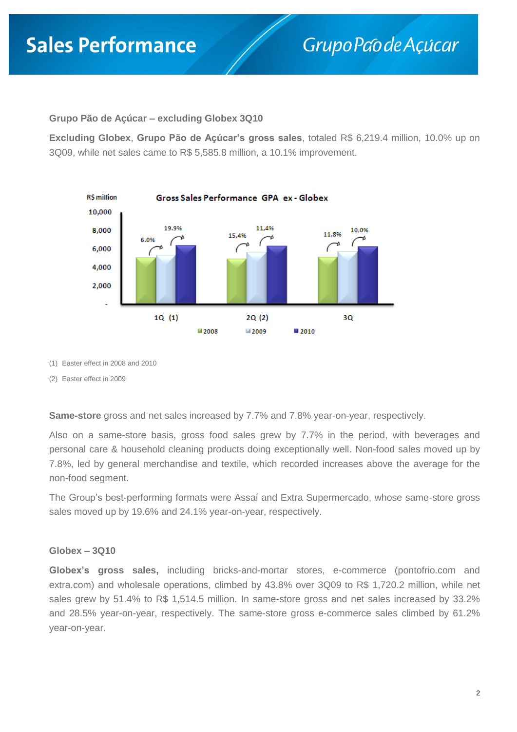## Grupo Pão de Açúcar – excluding Globex 3Q10

**Excluding Globex**, **Grupo Pão de Açúcar's gross sales**, totaled R$ 6,219.4 million, 10.0% up on 3Q09, while net sales came to R$ 5,585.8 million, a 10.1% improvement.

**Gross Sales Performance GPA ex - Globex**

R$ million

| | 2008 | 2009 | 2010 | Growth 2009/2008 | Growth 2010/2009 |
|---|---|---|---|---|---|
| 1Q (1) | | | | 6.0% | 19.9% |
| 2Q (2) | | | | 15,4% | 11,4% |
| 3Q | | | | 11,8% | 10,0% |

(1) Easter effect in 2008 and 2010

(2) Easter effect in 2009

**Same-store** gross and net sales increased by 7.7% and 7.8% year-on-year, respectively.

Also on a same-store basis, gross food sales grew by 7.7% in the period, with beverages and personal care & household cleaning products doing exceptionally well. Non-food sales moved up by 7.8%, led by general merchandise and textile, which recorded increases above the average for the non-food segment.

The Group's best-performing formats were Assaí and Extra Supermercado, whose same-store gross sales moved up by 19.6% and 24.1% year-on-year, respectively.

## Globex – 3Q10

**Globex's gross sales,** including bricks-and-mortar stores, e-commerce (pontofrio.com and extra.com) and wholesale operations, climbed by 43.8% over 3Q09 to R$ 1,720.2 million, while net sales grew by 51.4% to R$ 1,514.5 million. In same-store gross and net sales increased by 33.2% and 28.5% year-on-year, respectively. The same-store gross e-commerce sales climbed by 61.2% year-on-year.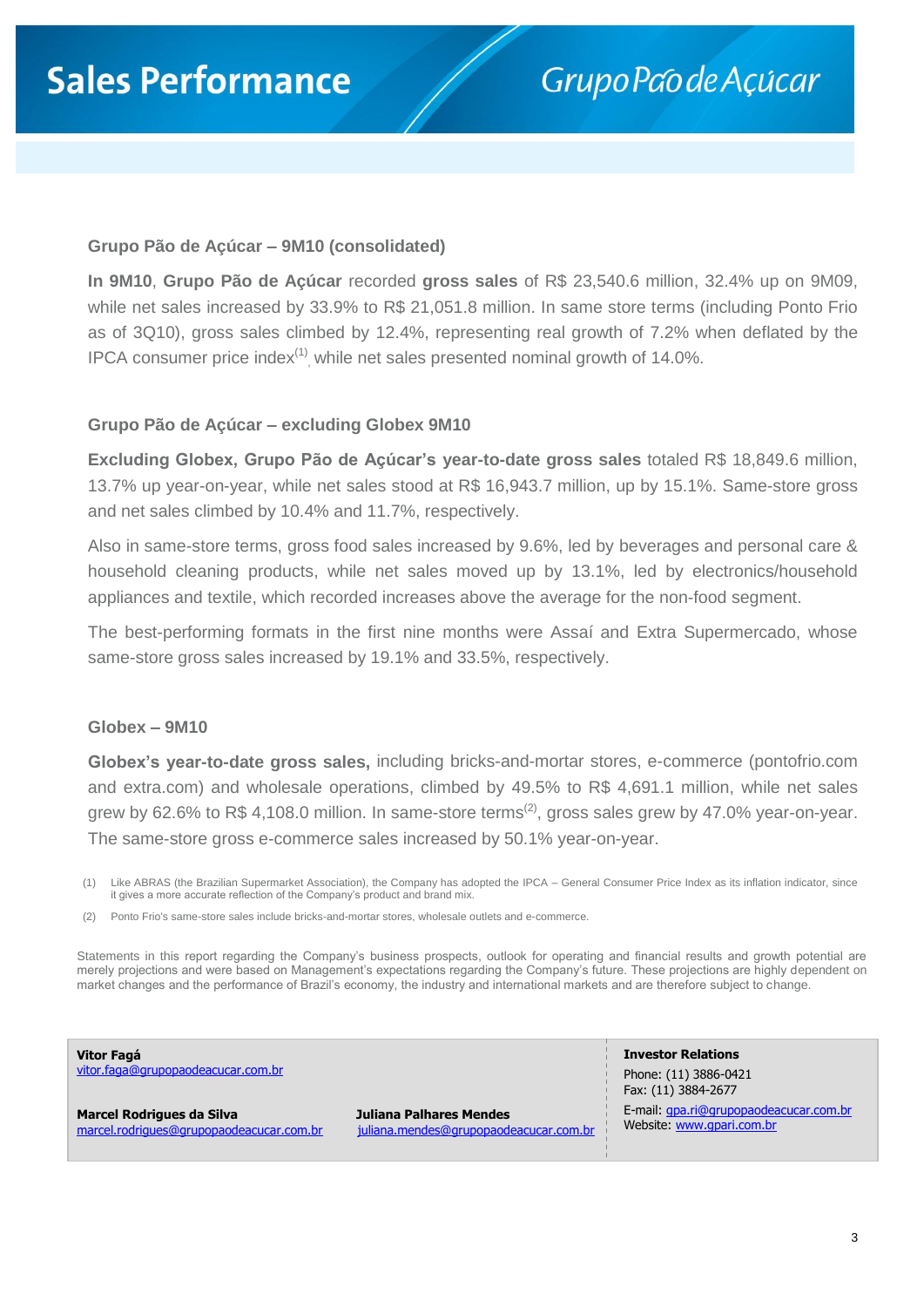# Sales Performance

Grupo Pão de Açúcar

### Grupo Pão de Açúcar – 9M10 (consolidated)

**In 9M10**, **Grupo Pão de Açúcar** recorded **gross sales** of R$ 23,540.6 million, 32.4% up on 9M09, while net sales increased by 33.9% to R$ 21,051.8 million. In same store terms (including Ponto Frio as of 3Q10), gross sales climbed by 12.4%, representing real growth of 7.2% when deflated by the IPCA consumer price index[1], while net sales presented nominal growth of 14.0%.

### Grupo Pão de Açúcar – excluding Globex 9M10

**Excluding Globex, Grupo Pão de Açúcar's year-to-date gross sales** totaled R$ 18,849.6 million, 13.7% up year-on-year, while net sales stood at R$ 16,943.7 million, up by 15.1%. Same-store gross and net sales climbed by 10.4% and 11.7%, respectively.

Also in same-store terms, gross food sales increased by 9.6%, led by beverages and personal care & household cleaning products, while net sales moved up by 13.1%, led by electronics/household appliances and textile, which recorded increases above the average for the non-food segment.

The best-performing formats in the first nine months were Assaí and Extra Supermercado, whose same-store gross sales increased by 19.1% and 33.5%, respectively.

### Globex – 9M10

**Globex's year-to-date gross sales,** including bricks-and-mortar stores, e-commerce (pontofrio.com and extra.com) and wholesale operations, climbed by 49.5% to R$ 4,691.1 million, while net sales grew by 62.6% to R$ 4,108.0 million. In same-store terms[2], gross sales grew by 47.0% year-on-year. The same-store gross e-commerce sales increased by 50.1% year-on-year.

(1) Like ABRAS (the Brazilian Supermarket Association), the Company has adopted the IPCA – General Consumer Price Index as its inflation indicator, since it gives a more accurate reflection of the Company's product and brand mix.

(2) Ponto Frio's same-store sales include bricks-and-mortar stores, wholesale outlets and e-commerce.

Statements in this report regarding the Company's business prospects, outlook for operating and financial results and growth potential are merely projections and were based on Management's expectations regarding the Company's future. These projections are highly dependent on market changes and the performance of Brazil's economy, the industry and international markets and are therefore subject to change.

**Vitor Fagá**
vitor.faga@grupopaodeacucar.com.br

**Marcel Rodrigues da Silva**
marcel.rodrigues@grupopaodeacucar.com.br

**Juliana Palhares Mendes**
juliana.mendes@grupopaodeacucar.com.br

**Investor Relations**
Phone: (11) 3886-0421
Fax: (11) 3884-2677
E-mail: gpa.ri@grupopaodeacucar.com.br
Website: www.gpari.com.br